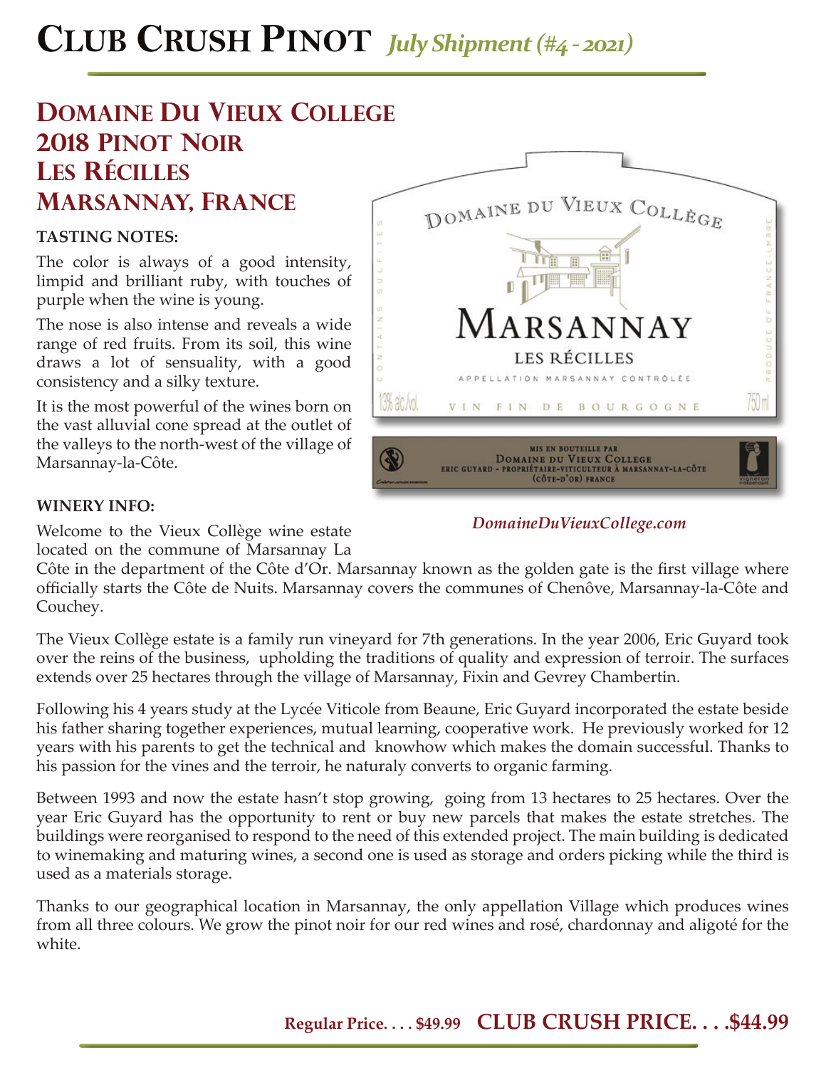# Club Crush Pinot *July Shipment (#4 - 2021)*

## Domaine Du Vieux College
## 2018 Pinot Noir
## Les Récilles
## Marsannay, France

**TASTING NOTES:**

The color is always of a good intensity, limpid and brilliant ruby, with touches of purple when the wine is young.

The nose is also intense and reveals a wide range of red fruits. From its soil, this wine draws a lot of sensuality, with a good consistency and a silky texture.

It is the most powerful of the wines born on the vast alluvial cone spread at the outlet of the valleys to the north-west of the village of Marsannay-la-Côte.

DOMAINE DU VIEUX COLLÈGE

MARSANNAY

LES RÉCILLES

APPELLATION MARSANNAY CONTRÔLÉE

13% alc./vol. VIN FIN DE BOURGOGNE 750 ml

CONTAINS SULFITES

PRODUCE OF FRANCE

MIS EN BOUTEILLE PAR
DOMAINE DU VIEUX COLLEGE
ERIC GUYARD - PROPRIÉTAIRE-VITICULTEUR À MARSANNAY-LA-CÔTE
(CÔTE-D'OR) FRANCE

*DomaineDuVieuxCollege.com*

**WINERY INFO:**

Welcome to the Vieux Collège wine estate located on the commune of Marsannay La Côte in the department of the Côte d'Or. Marsannay known as the golden gate is the first village where officially starts the Côte de Nuits. Marsannay covers the communes of Chenôve, Marsannay-la-Côte and Couchey.

The Vieux Collège estate is a family run vineyard for 7th generations. In the year 2006, Eric Guyard took over the reins of the business, upholding the traditions of quality and expression of terroir. The surfaces extends over 25 hectares through the village of Marsannay, Fixin and Gevrey Chambertin.

Following his 4 years study at the Lycée Viticole from Beaune, Eric Guyard incorporated the estate beside his father sharing together experiences, mutual learning, cooperative work. He previously worked for 12 years with his parents to get the technical and knowhow which makes the domain successful. Thanks to his passion for the vines and the terroir, he naturaly converts to organic farming.

Between 1993 and now the estate hasn't stop growing, going from 13 hectares to 25 hectares. Over the year Eric Guyard has the opportunity to rent or buy new parcels that makes the estate stretches. The buildings were reorganised to respond to the need of this extended project. The main building is dedicated to winemaking and maturing wines, a second one is used as storage and orders picking while the third is used as a materials storage.

Thanks to our geographical location in Marsannay, the only appellation Village which produces wines from all three colours. We grow the pinot noir for our red wines and rosé, chardonnay and aligoté for the white.

**Regular Price. . . . $49.99** **CLUB CRUSH PRICE. . . .$44.99**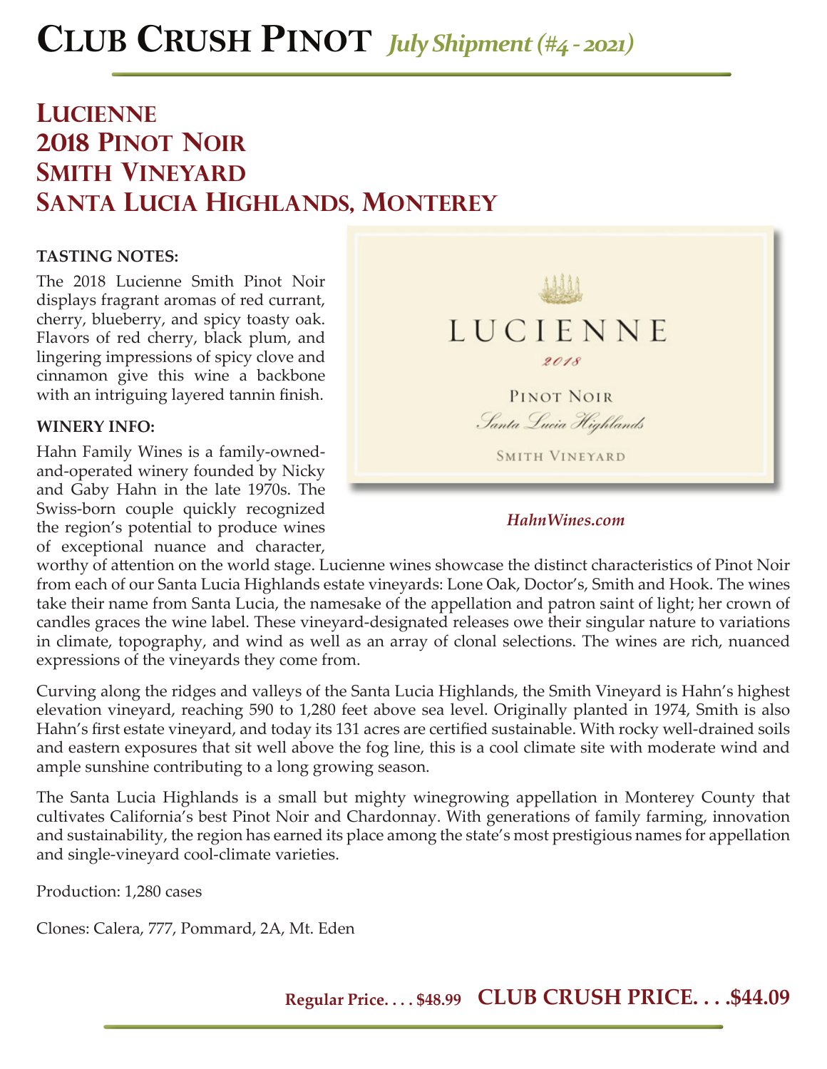# Club Crush Pinot *July Shipment (#4 - 2021)*

## Lucienne
## 2018 Pinot Noir
## Smith Vineyard
## Santa Lucia Highlands, Monterey

**TASTING NOTES:**

The 2018 Lucienne Smith Pinot Noir displays fragrant aromas of red currant, cherry, blueberry, and spicy toasty oak. Flavors of red cherry, black plum, and lingering impressions of spicy clove and cinnamon give this wine a backbone with an intriguing layered tannin finish.

LUCIENNE
2018
PINOT NOIR
*Santa Lucia Highlands*
SMITH VINEYARD

*HahnWines.com*

**WINERY INFO:**

Hahn Family Wines is a family-owned-and-operated winery founded by Nicky and Gaby Hahn in the late 1970s. The Swiss-born couple quickly recognized the region's potential to produce wines of exceptional nuance and character, worthy of attention on the world stage. Lucienne wines showcase the distinct characteristics of Pinot Noir from each of our Santa Lucia Highlands estate vineyards: Lone Oak, Doctor's, Smith and Hook. The wines take their name from Santa Lucia, the namesake of the appellation and patron saint of light; her crown of candles graces the wine label. These vineyard-designated releases owe their singular nature to variations in climate, topography, and wind as well as an array of clonal selections. The wines are rich, nuanced expressions of the vineyards they come from.

Curving along the ridges and valleys of the Santa Lucia Highlands, the Smith Vineyard is Hahn's highest elevation vineyard, reaching 590 to 1,280 feet above sea level. Originally planted in 1974, Smith is also Hahn's first estate vineyard, and today its 131 acres are certified sustainable. With rocky well-drained soils and eastern exposures that sit well above the fog line, this is a cool climate site with moderate wind and ample sunshine contributing to a long growing season.

The Santa Lucia Highlands is a small but mighty winegrowing appellation in Monterey County that cultivates California's best Pinot Noir and Chardonnay. With generations of family farming, innovation and sustainability, the region has earned its place among the state's most prestigious names for appellation and single-vineyard cool-climate varieties.

Production: 1,280 cases

Clones: Calera, 777, Pommard, 2A, Mt. Eden

**Regular Price. . . . $48.99** **CLUB CRUSH PRICE. . . .$44.09**